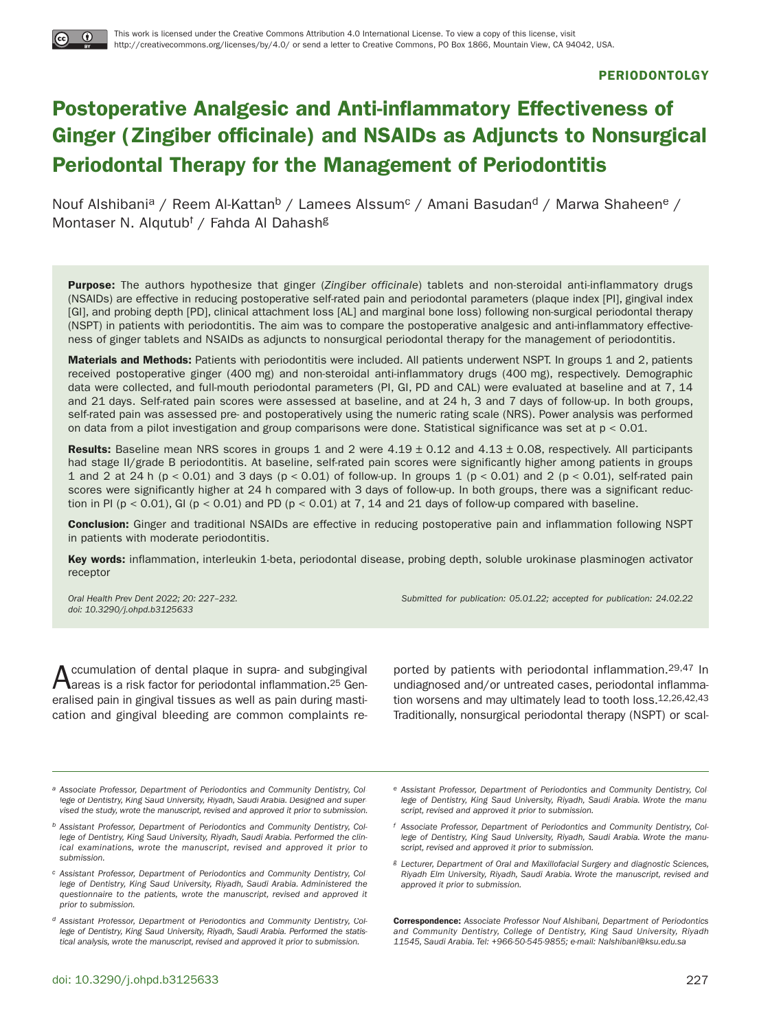This work is licensed under the Creative Commons Attribution 4.0 International License. To view a copy of this license, visit http://creativecommons.org/licenses/by/4.0/ or send a letter to Creative Commons, PO Box 1866, Mountain View, CA 94042, USA.

**PERIODONTOLGY**

# Postoperative Analgesic and Anti-inflammatory Effectiveness of Ginger (*Zingiber officinale*) and NSAIDs as Adjuncts to Nonsurgical Periodontal Therapy for the Management of Periodontitis

Nouf Alshibani[a] / Reem Al-Kattan[b] / Lamees Alssum[c] / Amani Basudan[d] / Marwa Shaheen[e] / Montaser N. Alqutub[f] / Fahda Al Dahash[g]

**Purpose:** The authors hypothesize that ginger (*Zingiber officinale*) tablets and non-steroidal anti-inflammatory drugs (NSAIDs) are effective in reducing postoperative self-rated pain and periodontal parameters (plaque index [PI], gingival index [GI], and probing depth [PD], clinical attachment loss [AL] and marginal bone loss) following non-surgical periodontal therapy (NSPT) in patients with periodontitis. The aim was to compare the postoperative analgesic and anti-inflammatory effectiveness of ginger tablets and NSAIDs as adjuncts to nonsurgical periodontal therapy for the management of periodontitis.

**Materials and Methods:** Patients with periodontitis were included. All patients underwent NSPT. In groups 1 and 2, patients received postoperative ginger (400 mg) and non-steroidal anti-inflammatory drugs (400 mg), respectively. Demographic data were collected, and full-mouth periodontal parameters (PI, GI, PD and CAL) were evaluated at baseline and at 7, 14 and 21 days. Self-rated pain scores were assessed at baseline, and at 24 h, 3 and 7 days of follow-up. In both groups, self-rated pain was assessed pre- and postoperatively using the numeric rating scale (NRS). Power analysis was performed on data from a pilot investigation and group comparisons were done. Statistical significance was set at $p < 0.01$.

**Results:** Baseline mean NRS scores in groups 1 and 2 were $4.19 \pm 0.12$ and $4.13 \pm 0.08$, respectively. All participants had stage II/grade B periodontitis. At baseline, self-rated pain scores were significantly higher among patients in groups 1 and 2 at 24 h ($p < 0.01$) and 3 days ($p < 0.01$) of follow-up. In groups 1 ($p < 0.01$) and 2 ($p < 0.01$), self-rated pain scores were significantly higher at 24 h compared with 3 days of follow-up. In both groups, there was a significant reduction in PI ($p < 0.01$), GI ($p < 0.01$) and PD ($p < 0.01$) at 7, 14 and 21 days of follow-up compared with baseline.

**Conclusion:** Ginger and traditional NSAIDs are effective in reducing postoperative pain and inflammation following NSPT in patients with moderate periodontitis.

**Key words:** inflammation, interleukin 1-beta, periodontal disease, probing depth, soluble urokinase plasminogen activator receptor

*Oral Health Prev Dent 2022; 20: 227–232.*
*doi: 10.3290/j.ohpd.b3125633*

*Submitted for publication: 05.01.22; accepted for publication: 24.02.22*

Accumulation of dental plaque in supra- and subgingival areas is a risk factor for periodontal inflammation.[25] Generalised pain in gingival tissues as well as pain during mastication and gingival bleeding are common complaints reported by patients with periodontal inflammation.[29,47] In undiagnosed and/or untreated cases, periodontal inflammation worsens and may ultimately lead to tooth loss.[12,26,42,43] Traditionally, nonsurgical periodontal therapy (NSPT) or scal-

[a] *Associate Professor, Department of Periodontics and Community Dentistry, College of Dentistry, King Saud University, Riyadh, Saudi Arabia. Designed and supervised the study, wrote the manuscript, revised and approved it prior to submission.*

[b] *Assistant Professor, Department of Periodontics and Community Dentistry, College of Dentistry, King Saud University, Riyadh, Saudi Arabia. Performed the clinical examinations, wrote the manuscript, revised and approved it prior to submission.*

[c] *Assistant Professor, Department of Periodontics and Community Dentistry, College of Dentistry, King Saud University, Riyadh, Saudi Arabia. Administered the questionnaire to the patients, wrote the manuscript, revised and approved it prior to submission.*

[d] *Assistant Professor, Department of Periodontics and Community Dentistry, College of Dentistry, King Saud University, Riyadh, Saudi Arabia. Performed the statistical analysis, wrote the manuscript, revised and approved it prior to submission.*

[e] *Assistant Professor, Department of Periodontics and Community Dentistry, College of Dentistry, King Saud University, Riyadh, Saudi Arabia. Wrote the manuscript, revised and approved it prior to submission.*

[f] *Associate Professor, Department of Periodontics and Community Dentistry, College of Dentistry, King Saud University, Riyadh, Saudi Arabia. Wrote the manuscript, revised and approved it prior to submission.*

[g] *Lecturer, Department of Oral and Maxillofacial Surgery and diagnostic Sciences, Riyadh Elm University, Riyadh, Saudi Arabia. Wrote the manuscript, revised and approved it prior to submission.*

**Correspondence:** *Associate Professor Nouf Alshibani, Department of Periodontics and Community Dentistry, College of Dentistry, King Saud University, Riyadh 11545, Saudi Arabia. Tel: +966-50-545-9855; e-mail: Nalshibani@ksu.edu.sa*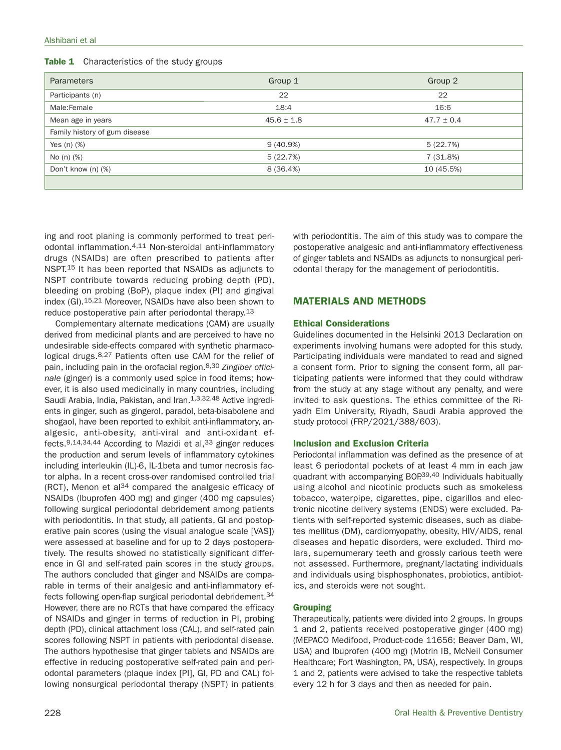**Table 1** Characteristics of the study groups

| Parameters | Group 1 | Group 2 |
|---|---|---|
| Participants (n) | 22 | 22 |
| Male:Female | 18:4 | 16:6 |
| Mean age in years | 45.6 ± 1.8 | 47.7 ± 0.4 |
| Family history of gum disease | | |
| Yes (n) (%) | 9 (40.9%) | 5 (22.7%) |
| No (n) (%) | 5 (22.7%) | 7 (31.8%) |
| Don't know (n) (%) | 8 (36.4%) | 10 (45.5%) |

ing and root planing is commonly performed to treat periodontal inflammation.[4,11] Non-steroidal anti-inflammatory drugs (NSAIDs) are often prescribed to patients after NSPT.[15] It has been reported that NSAIDs as adjuncts to NSPT contribute towards reducing probing depth (PD), bleeding on probing (BoP), plaque index (PI) and gingival index (GI).[15,21] Moreover, NSAIDs have also been shown to reduce postoperative pain after periodontal therapy.[13]

Complementary alternate medications (CAM) are usually derived from medicinal plants and are perceived to have no undesirable side-effects compared with synthetic pharmacological drugs.[8,27] Patients often use CAM for the relief of pain, including pain in the orofacial region.[8,30] *Zingiber officinale* (ginger) is a commonly used spice in food items; however, it is also used medicinally in many countries, including Saudi Arabia, India, Pakistan, and Iran.[1,3,32,48] Active ingredients in ginger, such as gingerol, paradol, beta-bisabolene and shogaol, have been reported to exhibit anti-inflammatory, analgesic, anti-obesity, anti-viral and anti-oxidant effects.[9,14,34,44] According to Mazidi et al,[33] ginger reduces the production and serum levels of inflammatory cytokines including interleukin (IL)-6, IL-1beta and tumor necrosis factor alpha. In a recent cross-over randomised controlled trial (RCT), Menon et al[34] compared the analgesic efficacy of NSAIDs (Ibuprofen 400 mg) and ginger (400 mg capsules) following surgical periodontal debridement among patients with periodontitis. In that study, all patients, GI and postoperative pain scores (using the visual analogue scale [VAS]) were assessed at baseline and for up to 2 days postoperatively. The results showed no statistically significant difference in GI and self-rated pain scores in the study groups. The authors concluded that ginger and NSAIDs are comparable in terms of their analgesic and anti-inflammatory effects following open-flap surgical periodontal debridement.[34] However, there are no RCTs that have compared the efficacy of NSAIDs and ginger in terms of reduction in PI, probing depth (PD), clinical attachment loss (CAL), and self-rated pain scores following NSPT in patients with periodontal disease. The authors hypothesise that ginger tablets and NSAIDs are effective in reducing postoperative self-rated pain and periodontal parameters (plaque index [PI], GI, PD and CAL) following nonsurgical periodontal therapy (NSPT) in patients with periodontitis. The aim of this study was to compare the postoperative analgesic and anti-inflammatory effectiveness of ginger tablets and NSAIDs as adjuncts to nonsurgical periodontal therapy for the management of periodontitis.

## MATERIALS AND METHODS

### Ethical Considerations

Guidelines documented in the Helsinki 2013 Declaration on experiments involving humans were adopted for this study. Participating individuals were mandated to read and signed a consent form. Prior to signing the consent form, all participating patients were informed that they could withdraw from the study at any stage without any penalty, and were invited to ask questions. The ethics committee of the Riyadh Elm University, Riyadh, Saudi Arabia approved the study protocol (FRP/2021/388/603).

### Inclusion and Exclusion Criteria

Periodontal inflammation was defined as the presence of at least 6 periodontal pockets of at least 4 mm in each jaw quadrant with accompanying BOP.[39,40] Individuals habitually using alcohol and nicotinic products such as smokeless tobacco, waterpipe, cigarettes, pipe, cigarillos and electronic nicotine delivery systems (ENDS) were excluded. Patients with self-reported systemic diseases, such as diabetes mellitus (DM), cardiomyopathy, obesity, HIV/AIDS, renal diseases and hepatic disorders, were excluded. Third molars, supernumerary teeth and grossly carious teeth were not assessed. Furthermore, pregnant/lactating individuals and individuals using bisphosphonates, probiotics, antibiotics, and steroids were not sought.

### Grouping

Therapeutically, patients were divided into 2 groups. In groups 1 and 2, patients received postoperative ginger (400 mg) (MEPACO Medifood, Product-code 11656; Beaver Dam, WI, USA) and Ibuprofen (400 mg) (Motrin IB, McNeil Consumer Healthcare; Fort Washington, PA, USA), respectively. In groups 1 and 2, patients were advised to take the respective tablets every 12 h for 3 days and then as needed for pain.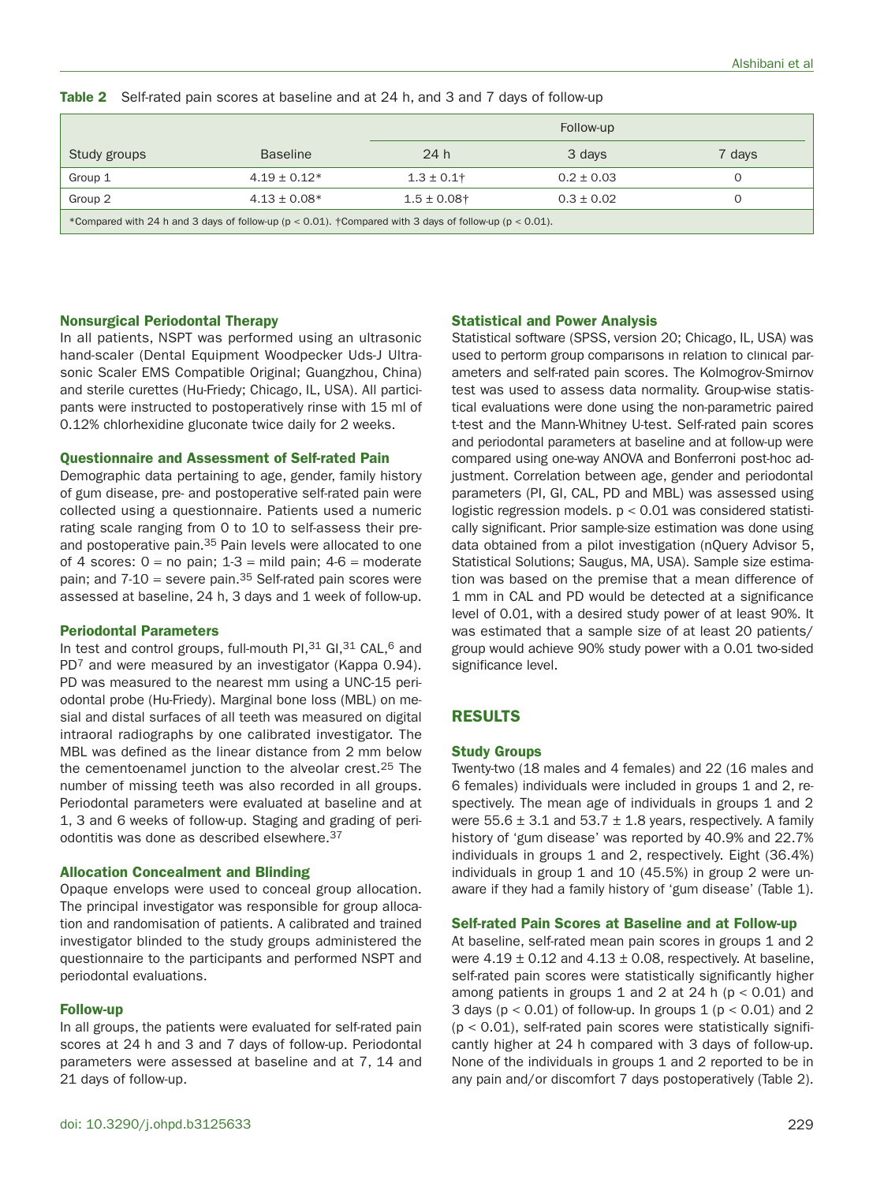**Table 2** Self-rated pain scores at baseline and at 24 h, and 3 and 7 days of follow-up

| Study groups | Baseline | Follow-up | | |
|---|---|---|---|---|
| | | 24 h | 3 days | 7 days |
| Group 1 | 4.19 ± 0.12* | 1.3 ± 0.1† | 0.2 ± 0.03 | 0 |
| Group 2 | 4.13 ± 0.08* | 1.5 ± 0.08† | 0.3 ± 0.02 | 0 |

*Compared with 24 h and 3 days of follow-up ($p < 0.01$). †Compared with 3 days of follow-up ($p < 0.01$).

### Nonsurgical Periodontal Therapy

In all patients, NSPT was performed using an ultrasonic hand-scaler (Dental Equipment Woodpecker Uds-J Ultrasonic Scaler EMS Compatible Original; Guangzhou, China) and sterile curettes (Hu-Friedy; Chicago, IL, USA). All participants were instructed to postoperatively rinse with 15 ml of 0.12% chlorhexidine gluconate twice daily for 2 weeks.

### Questionnaire and Assessment of Self-rated Pain

Demographic data pertaining to age, gender, family history of gum disease, pre- and postoperative self-rated pain were collected using a questionnaire. Patients used a numeric rating scale ranging from 0 to 10 to self-assess their pre- and postoperative pain.[35] Pain levels were allocated to one of 4 scores: 0 = no pain; 1-3 = mild pain; 4-6 = moderate pain; and 7-10 = severe pain.[35] Self-rated pain scores were assessed at baseline, 24 h, 3 days and 1 week of follow-up.

### Periodontal Parameters

In test and control groups, full-mouth PI,[31] GI,[31] CAL,[6] and PD[7] and were measured by an investigator (Kappa 0.94). PD was measured to the nearest mm using a UNC-15 periodontal probe (Hu-Friedy). Marginal bone loss (MBL) on mesial and distal surfaces of all teeth was measured on digital intraoral radiographs by one calibrated investigator. The MBL was defined as the linear distance from 2 mm below the cementoenamel junction to the alveolar crest.[25] The number of missing teeth was also recorded in all groups. Periodontal parameters were evaluated at baseline and at 1, 3 and 6 weeks of follow-up. Staging and grading of periodontitis was done as described elsewhere.[37]

### Allocation Concealment and Blinding

Opaque envelops were used to conceal group allocation. The principal investigator was responsible for group allocation and randomisation of patients. A calibrated and trained investigator blinded to the study groups administered the questionnaire to the participants and performed NSPT and periodontal evaluations.

### Follow-up

In all groups, the patients were evaluated for self-rated pain scores at 24 h and 3 and 7 days of follow-up. Periodontal parameters were assessed at baseline and at 7, 14 and 21 days of follow-up.

### Statistical and Power Analysis

Statistical software (SPSS, version 20; Chicago, IL, USA) was used to perform group comparisons in relation to clinical parameters and self-rated pain scores. The Kolmogrov-Smirnov test was used to assess data normality. Group-wise statistical evaluations were done using the non-parametric paired t-test and the Mann-Whitney U-test. Self-rated pain scores and periodontal parameters at baseline and at follow-up were compared using one-way ANOVA and Bonferroni post-hoc adjustment. Correlation between age, gender and periodontal parameters (PI, GI, CAL, PD and MBL) was assessed using logistic regression models. $p < 0.01$ was considered statistically significant. Prior sample-size estimation was done using data obtained from a pilot investigation (nQuery Advisor 5, Statistical Solutions; Saugus, MA, USA). Sample size estimation was based on the premise that a mean difference of 1 mm in CAL and PD would be detected at a significance level of 0.01, with a desired study power of at least 90%. It was estimated that a sample size of at least 20 patients/group would achieve 90% study power with a 0.01 two-sided significance level.

## RESULTS

### Study Groups

Twenty-two (18 males and 4 females) and 22 (16 males and 6 females) individuals were included in groups 1 and 2, respectively. The mean age of individuals in groups 1 and 2 were 55.6 ± 3.1 and 53.7 ± 1.8 years, respectively. A family history of 'gum disease' was reported by 40.9% and 22.7% individuals in groups 1 and 2, respectively. Eight (36.4%) individuals in group 1 and 10 (45.5%) in group 2 were unaware if they had a family history of 'gum disease' (Table 1).

### Self-rated Pain Scores at Baseline and at Follow-up

At baseline, self-rated mean pain scores in groups 1 and 2 were 4.19 ± 0.12 and 4.13 ± 0.08, respectively. At baseline, self-rated pain scores were statistically significantly higher among patients in groups 1 and 2 at 24 h ($p < 0.01$) and 3 days ($p < 0.01$) of follow-up. In groups 1 ($p < 0.01$) and 2 ($p < 0.01$), self-rated pain scores were statistically significantly higher at 24 h compared with 3 days of follow-up. None of the individuals in groups 1 and 2 reported to be in any pain and/or discomfort 7 days postoperatively (Table 2).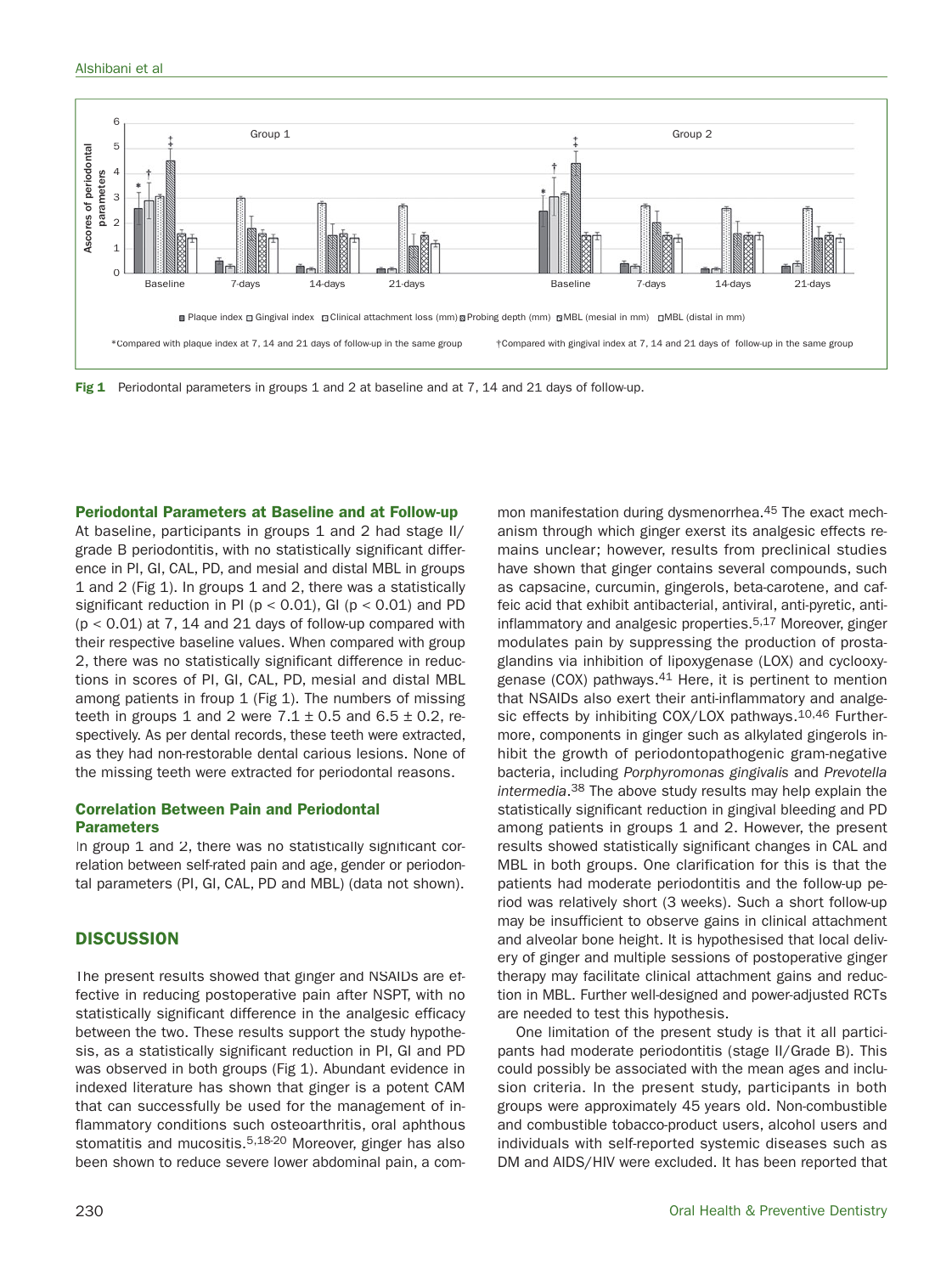Fig 1 Periodontal parameters in groups 1 and 2 at baseline and at 7, 14 and 21 days of follow-up.

### Periodontal Parameters at Baseline and at Follow-up

At baseline, participants in groups 1 and 2 had stage II/grade B periodontitis, with no statistically significant difference in PI, GI, CAL, PD, and mesial and distal MBL in groups 1 and 2 (Fig 1). In groups 1 and 2, there was a statistically significant reduction in PI ($p < 0.01$), GI ($p < 0.01$) and PD ($p < 0.01$) at 7, 14 and 21 days of follow-up compared with their respective baseline values. When compared with group 2, there was no statistically significant difference in reductions in scores of PI, GI, CAL, PD, mesial and distal MBL among patients in froup 1 (Fig 1). The numbers of missing teeth in groups 1 and 2 were 7.1 ± 0.5 and 6.5 ± 0.2, respectively. As per dental records, these teeth were extracted, as they had non-restorable dental carious lesions. None of the missing teeth were extracted for periodontal reasons.

### Correlation Between Pain and Periodontal Parameters

In group 1 and 2, there was no statistically significant correlation between self-rated pain and age, gender or periodontal parameters (PI, GI, CAL, PD and MBL) (data not shown).

## DISCUSSION

The present results showed that ginger and NSAIDs are effective in reducing postoperative pain after NSPT, with no statistically significant difference in the analgesic efficacy between the two. These results support the study hypothesis, as a statistically significant reduction in PI, GI and PD was observed in both groups (Fig 1). Abundant evidence in indexed literature has shown that ginger is a potent CAM that can successfully be used for the management of inflammatory conditions such osteoarthritis, oral aphthous stomatitis and mucositis.[5,18-20] Moreover, ginger has also been shown to reduce severe lower abdominal pain, a common manifestation during dysmenorrhea.[45] The exact mechanism through which ginger exerst its analgesic effects remains unclear; however, results from preclinical studies have shown that ginger contains several compounds, such as capsacine, curcumin, gingerols, beta-carotene, and caffeic acid that exhibit antibacterial, antiviral, anti-pyretic, anti-inflammatory and analgesic properties.[5,17] Moreover, ginger modulates pain by suppressing the production of prostaglandins via inhibition of lipoxygenase (LOX) and cyclooxygenase (COX) pathways.[41] Here, it is pertinent to mention that NSAIDs also exert their anti-inflammatory and analgesic effects by inhibiting COX/LOX pathways.[10,46] Furthermore, components in ginger such as alkylated gingerols inhibit the growth of periodontopathogenic gram-negative bacteria, including *Porphyromonas gingivalis* and *Prevotella intermedia*.[38] The above study results may help explain the statistically significant reduction in gingival bleeding and PD among patients in groups 1 and 2. However, the present results showed statistically significant changes in CAL and MBL in both groups. One clarification for this is that the patients had moderate periodontitis and the follow-up period was relatively short (3 weeks). Such a short follow-up may be insufficient to observe gains in clinical attachment and alveolar bone height. It is hypothesised that local delivery of ginger and multiple sessions of postoperative ginger therapy may facilitate clinical attachment gains and reduction in MBL. Further well-designed and power-adjusted RCTs are needed to test this hypothesis.

One limitation of the present study is that it all participants had moderate periodontitis (stage II/Grade B). This could possibly be associated with the mean ages and inclusion criteria. In the present study, participants in both groups were approximately 45 years old. Non-combustible and combustible tobacco-product users, alcohol users and individuals with self-reported systemic diseases such as DM and AIDS/HIV were excluded. It has been reported that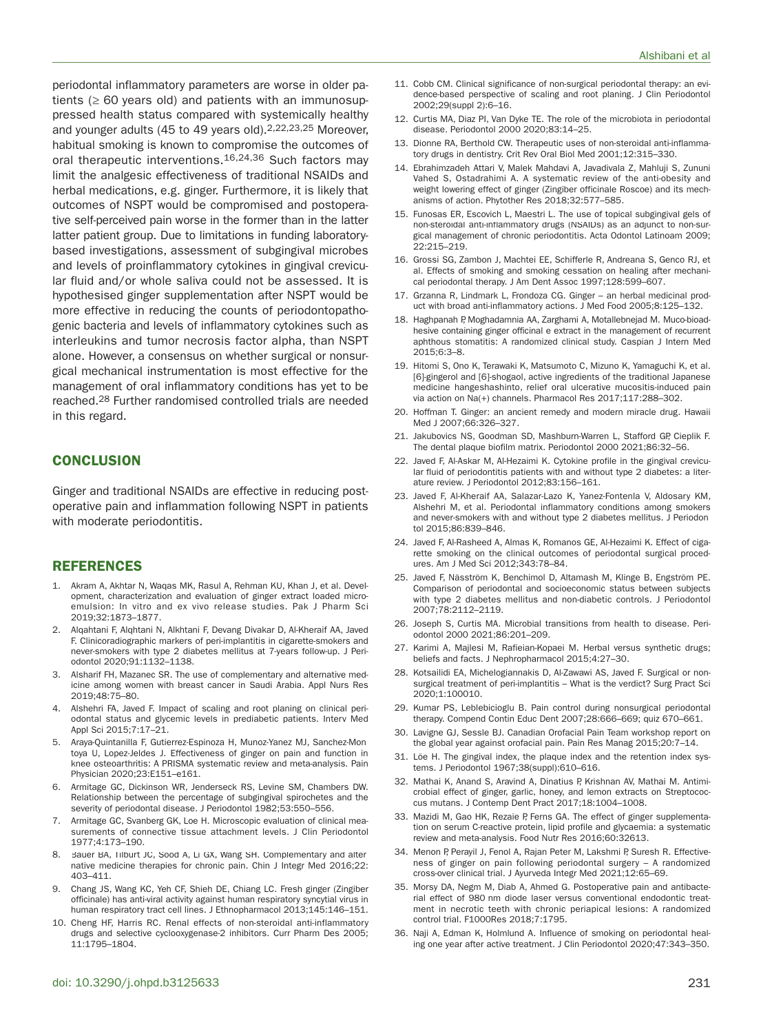periodontal inflammatory parameters are worse in older patients (≥ 60 years old) and patients with an immunosuppressed health status compared with systemically healthy and younger adults (45 to 49 years old).[2,22,23,25] Moreover, habitual smoking is known to compromise the outcomes of oral therapeutic interventions.[16,24,36] Such factors may limit the analgesic effectiveness of traditional NSAIDs and herbal medications, e.g. ginger. Furthermore, it is likely that outcomes of NSPT would be compromised and postoperative self-perceived pain worse in the former than in the latter latter patient group. Due to limitations in funding laboratory-based investigations, assessment of subgingival microbes and levels of proinflammatory cytokines in gingival crevicular fluid and/or whole saliva could not be assessed. It is hypothesised ginger supplementation after NSPT would be more effective in reducing the counts of periodontopathogenic bacteria and levels of inflammatory cytokines such as interleukins and tumor necrosis factor alpha, than NSPT alone. However, a consensus on whether surgical or nonsurgical mechanical instrumentation is most effective for the management of oral inflammatory conditions has yet to be reached.[28] Further randomised controlled trials are needed in this regard.

## CONCLUSION

Ginger and traditional NSAIDs are effective in reducing postoperative pain and inflammation following NSPT in patients with moderate periodontitis.

## REFERENCES

1. Akram A, Akhtar N, Waqas MK, Rasul A, Rehman KU, Khan J, et al. Development, characterization and evaluation of ginger extract loaded microemulsion: In vitro and ex vivo release studies. Pak J Pharm Sci 2019;32:1873–1877.
2. Alqahtani F, Alqhtani N, Alkhtani F, Devang Divakar D, Al-Kheraif AA, Javed F. Clinicoradiographic markers of peri-implantitis in cigarette-smokers and never-smokers with type 2 diabetes mellitus at 7-years follow-up. J Periodontol 2020;91:1132–1138.
3. Alsharif FH, Mazanec SR. The use of complementary and alternative medicine among women with breast cancer in Saudi Arabia. Appl Nurs Res 2019;48:75–80.
4. Alshehri FA, Javed F. Impact of scaling and root planing on clinical periodontal status and glycemic levels in prediabetic patients. Interv Med Appl Sci 2015;7:17–21.
5. Araya-Quintanilla F, Gutierrez-Espinoza H, Munoz-Yanez MJ, Sanchez-Montoya U, Lopez-Jeldes J. Effectiveness of ginger on pain and function in knee osteoarthritis: A PRISMA systematic review and meta-analysis. Pain Physician 2020;23:E151–e161.
6. Armitage GC, Dickinson WR, Jenderseck RS, Levine SM, Chambers DW. Relationship between the percentage of subgingival spirochetes and the severity of periodontal disease. J Periodontol 1982;53:550–556.
7. Armitage GC, Svanberg GK, Loe H. Microscopic evaluation of clinical measurements of connective tissue attachment levels. J Clin Periodontol 1977;4:173–190.
8. Bauer BA, Tilburt JC, Sood A, Li GX, Wang SH. Complementary and alternative medicine therapies for chronic pain. Chin J Integr Med 2016;22:403–411.
9. Chang JS, Wang KC, Yeh CF, Shieh DE, Chiang LC. Fresh ginger (Zingiber officinale) has anti-viral activity against human respiratory syncytial virus in human respiratory tract cell lines. J Ethnopharmacol 2013;145:146–151.
10. Cheng HF, Harris RC. Renal effects of non-steroidal anti-inflammatory drugs and selective cyclooxygenase-2 inhibitors. Curr Pharm Des 2005;11:1795–1804.
11. Cobb CM. Clinical significance of non-surgical periodontal therapy: an evidence-based perspective of scaling and root planing. J Clin Periodontol 2002;29(suppl 2):6–16.
12. Curtis MA, Diaz PI, Van Dyke TE. The role of the microbiota in periodontal disease. Periodontol 2000 2020;83:14–25.
13. Dionne RA, Berthold CW. Therapeutic uses of non-steroidal anti-inflammatory drugs in dentistry. Crit Rev Oral Biol Med 2001;12:315–330.
14. Ebrahimzadeh Attari V, Malek Mahdavi A, Javadivala Z, Mahluji S, Zununi Vahed S, Ostadrahimi A. A systematic review of the anti-obesity and weight lowering effect of ginger (Zingiber officinale Roscoe) and its mechanisms of action. Phytother Res 2018;32:577–585.
15. Funosas ER, Escovich L, Maestri L. The use of topical subgingival gels of non-steroidal anti-inflammatory drugs (NSAIDs) as an adjunct to non-surgical management of chronic periodontitis. Acta Odontol Latinoam 2009;22:215–219.
16. Grossi SG, Zambon J, Machtei EE, Schifferle R, Andreana S, Genco RJ, et al. Effects of smoking and smoking cessation on healing after mechanical periodontal therapy. J Am Dent Assoc 1997;128:599–607.
17. Grzanna R, Lindmark L, Frondoza CG. Ginger – an herbal medicinal product with broad anti-inflammatory actions. J Med Food 2005;8:125–132.
18. Haghpanah P, Moghadamnia AA, Zarghami A, Motallebnejad M. Muco-bioadhesive containing ginger officinal e extract in the management of recurrent aphthous stomatitis: A randomized clinical study. Caspian J Intern Med 2015;6:3–8.
19. Hitomi S, Ono K, Terawaki K, Matsumoto C, Mizuno K, Yamaguchi K, et al. [6]-gingerol and [6]-shogaol, active ingredients of the traditional Japanese medicine hangeshashinto, relief oral ulcerative mucositis-induced pain via action on Na(+) channels. Pharmacol Res 2017;117:288–302.
20. Hoffman T. Ginger: an ancient remedy and modern miracle drug. Hawaii Med J 2007;66:326–327.
21. Jakubovics NS, Goodman SD, Mashburn-Warren L, Stafford GP, Cieplik F. The dental plaque biofilm matrix. Periodontol 2000 2021;86:32–56.
22. Javed F, Al-Askar M, Al-Hezaimi K. Cytokine profile in the gingival crevicular fluid of periodontitis patients with and without type 2 diabetes: a literature review. J Periodontol 2012;83:156–161.
23. Javed F, Al-Kheraif AA, Salazar-Lazo K, Yanez-Fontenla V, Aldosary KM, Alshehri M, et al. Periodontal inflammatory conditions among smokers and never-smokers with and without type 2 diabetes mellitus. J Periodontol 2015;86:839–846.
24. Javed F, Al-Rasheed A, Almas K, Romanos GE, Al-Hezaimi K. Effect of cigarette smoking on the clinical outcomes of periodontal surgical procedures. Am J Med Sci 2012;343:78–84.
25. Javed F, Näsström K, Benchimol D, Altamash M, Klinge B, Engström PE. Comparison of periodontal and socioeconomic status between subjects with type 2 diabetes mellitus and non-diabetic controls. J Periodontol 2007;78:2112–2119.
26. Joseph S, Curtis MA. Microbial transitions from health to disease. Periodontol 2000 2021;86:201–209.
27. Karimi A, Majlesi M, Rafieian-Kopaei M. Herbal versus synthetic drugs; beliefs and facts. J Nephropharmacol 2015;4:27–30.
28. Kotsailidi EA, Michelogiannakis D, Al-Zawawi AS, Javed F. Surgical or non-surgical treatment of peri-implantitis – What is the verdict? Surg Pract Sci 2020;1:100010.
29. Kumar PS, Leblebicioglu B. Pain control during nonsurgical periodontal therapy. Compend Contin Educ Dent 2007;28:666–669; quiz 670–661.
30. Lavigne GJ, Sessle BJ. Canadian Orofacial Pain Team workshop report on the global year against orofacial pain. Pain Res Manag 2015;20:7–14.
31. Löe H. The gingival index, the plaque index and the retention index systems. J Periodontol 1967;38(suppl):610–616.
32. Mathai K, Anand S, Aravind A, Dinatius P, Krishnan AV, Mathai M. Antimicrobial effect of ginger, garlic, honey, and lemon extracts on Streptococcus mutans. J Contemp Dent Pract 2017;18:1004–1008.
33. Mazidi M, Gao HK, Rezaie P, Ferns GA. The effect of ginger supplementation on serum C-reactive protein, lipid profile and glycaemia: a systematic review and meta-analysis. Food Nutr Res 2016;60:32613.
34. Menon P, Perayil J, Fenol A, Rajan Peter M, Lakshmi P, Suresh R. Effectiveness of ginger on pain following periodontal surgery – A randomized cross-over clinical trial. J Ayurveda Integr Med 2021;12:65–69.
35. Morsy DA, Negm M, Diab A, Ahmed G. Postoperative pain and antibacterial effect of 980 nm diode laser versus conventional endodontic treatment in necrotic teeth with chronic periapical lesions: A randomized control trial. F1000Res 2018;7:1795.
36. Naji A, Edman K, Holmlund A. Influence of smoking on periodontal healing one year after active treatment. J Clin Periodontol 2020;47:343–350.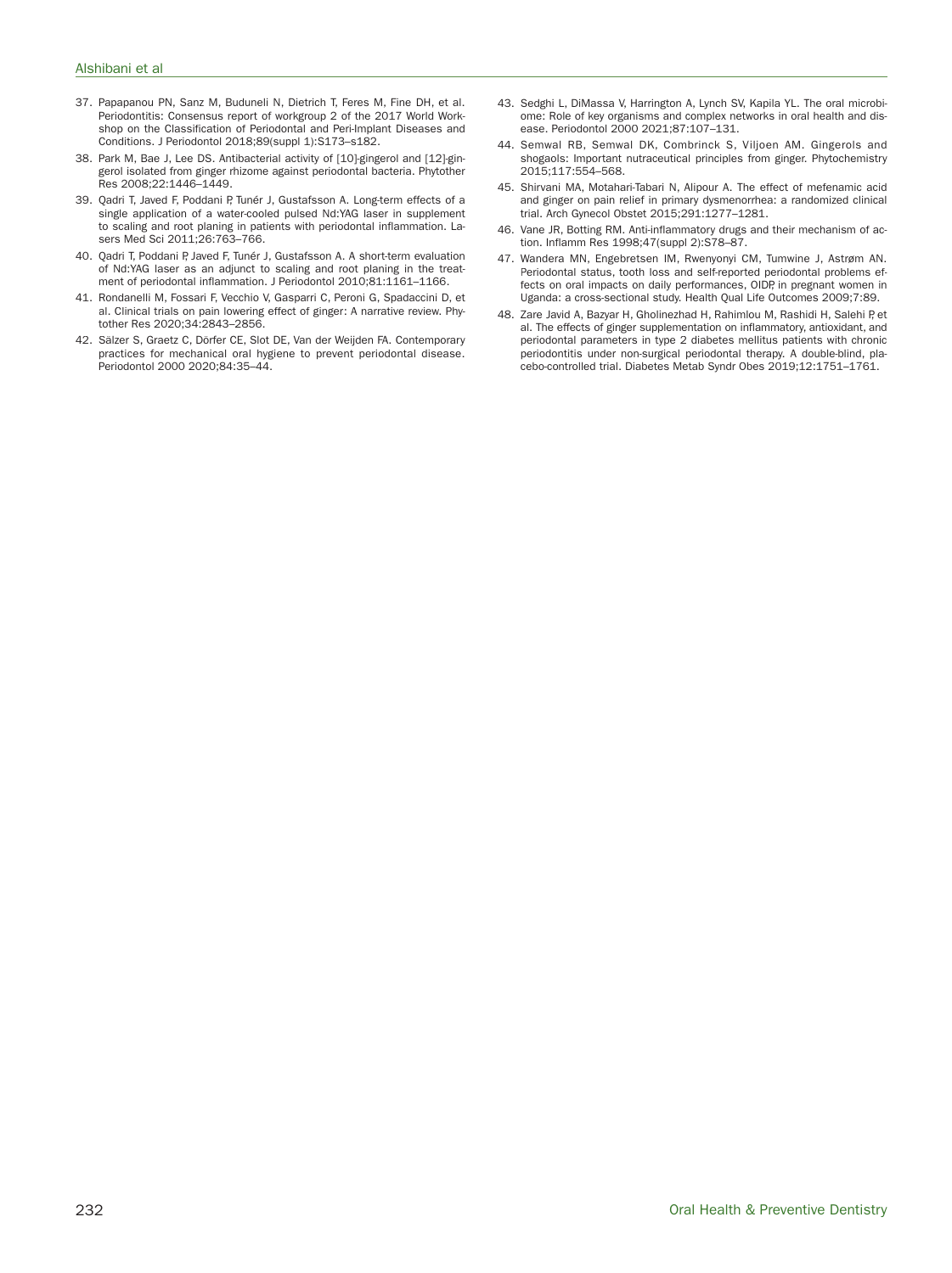37. Papapanou PN, Sanz M, Buduneli N, Dietrich T, Feres M, Fine DH, et al. Periodontitis: Consensus report of workgroup 2 of the 2017 World Workshop on the Classification of Periodontal and Peri-Implant Diseases and Conditions. J Periodontol 2018;89(suppl 1):S173–s182.
38. Park M, Bae J, Lee DS. Antibacterial activity of [10]-gingerol and [12]-gingerol isolated from ginger rhizome against periodontal bacteria. Phytother Res 2008;22:1446–1449.
39. Qadri T, Javed F, Poddani P, Tunér J, Gustafsson A. Long-term effects of a single application of a water-cooled pulsed Nd:YAG laser in supplement to scaling and root planing in patients with periodontal inflammation. Lasers Med Sci 2011;26:763–766.
40. Qadri T, Poddani P, Javed F, Tunér J, Gustafsson A. A short-term evaluation of Nd:YAG laser as an adjunct to scaling and root planing in the treatment of periodontal inflammation. J Periodontol 2010;81:1161–1166.
41. Rondanelli M, Fossari F, Vecchio V, Gasparri C, Peroni G, Spadaccini D, et al. Clinical trials on pain lowering effect of ginger: A narrative review. Phytother Res 2020;34:2843–2856.
42. Sälzer S, Graetz C, Dörfer CE, Slot DE, Van der Weijden FA. Contemporary practices for mechanical oral hygiene to prevent periodontal disease. Periodontol 2000 2020;84:35–44.
43. Sedghi L, DiMassa V, Harrington A, Lynch SV, Kapila YL. The oral microbiome: Role of key organisms and complex networks in oral health and disease. Periodontol 2000 2021;87:107–131.
44. Semwal RB, Semwal DK, Combrinck S, Viljoen AM. Gingerols and shogaols: Important nutraceutical principles from ginger. Phytochemistry 2015;117:554–568.
45. Shirvani MA, Motahari-Tabari N, Alipour A. The effect of mefenamic acid and ginger on pain relief in primary dysmenorrhea: a randomized clinical trial. Arch Gynecol Obstet 2015;291:1277–1281.
46. Vane JR, Botting RM. Anti-inflammatory drugs and their mechanism of action. Inflamm Res 1998;47(suppl 2):S78–87.
47. Wandera MN, Engebretsen IM, Rwenyonyi CM, Tumwine J, Astrøm AN. Periodontal status, tooth loss and self-reported periodontal problems effects on oral impacts on daily performances, OIDP, in pregnant women in Uganda: a cross-sectional study. Health Qual Life Outcomes 2009;7:89.
48. Zare Javid A, Bazyar H, Gholinezhad H, Rahimlou M, Rashidi H, Salehi P, et al. The effects of ginger supplementation on inflammatory, antioxidant, and periodontal parameters in type 2 diabetes mellitus patients with chronic periodontitis under non-surgical periodontal therapy. A double-blind, placebo-controlled trial. Diabetes Metab Syndr Obes 2019;12:1751–1761.